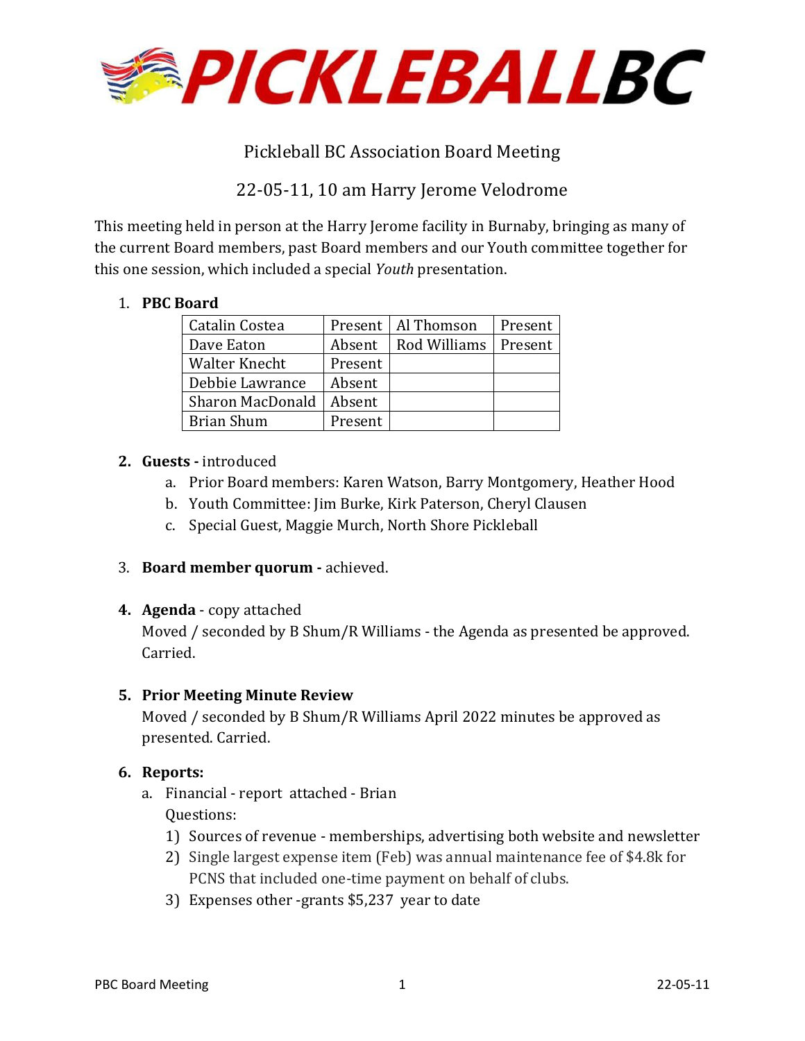# PICKLEBALLBC

## Pickleball BC Association Board Meeting

## 22-05-11, 10 am Harry Jerome Velodrome

This meeting held in person at the Harry Jerome facility in Burnaby, bringing as many of the current Board members, past Board members and our Youth committee together for this one session, which included a special *Youth* presentation.

1. **PBC Board**

| Catalin Costea | Present | Al Thomson | Present |
|---|---|---|---|
| Dave Eaton | Absent | Rod Williams | Present |
| Walter Knecht | Present | | |
| Debbie Lawrance | Absent | | |
| Sharon MacDonald | Absent | | |
| Brian Shum | Present | | |

2. **Guests -** introduced
   a. Prior Board members: Karen Watson, Barry Montgomery, Heather Hood
   b. Youth Committee: Jim Burke, Kirk Paterson, Cheryl Clausen
   c. Special Guest, Maggie Murch, North Shore Pickleball

3. **Board member quorum -** achieved.

4. **Agenda** - copy attached
   Moved / seconded by B Shum/R Williams - the Agenda as presented be approved. Carried.

5. **Prior Meeting Minute Review**
   Moved / seconded by B Shum/R Williams April 2022 minutes be approved as presented. Carried.

6. **Reports:**
   a. Financial - report attached - Brian
      Questions:
      1) Sources of revenue - memberships, advertising both website and newsletter
      2) Single largest expense item (Feb) was annual maintenance fee of $4.8k for PCNS that included one-time payment on behalf of clubs.
      3) Expenses other -grants $5,237 year to date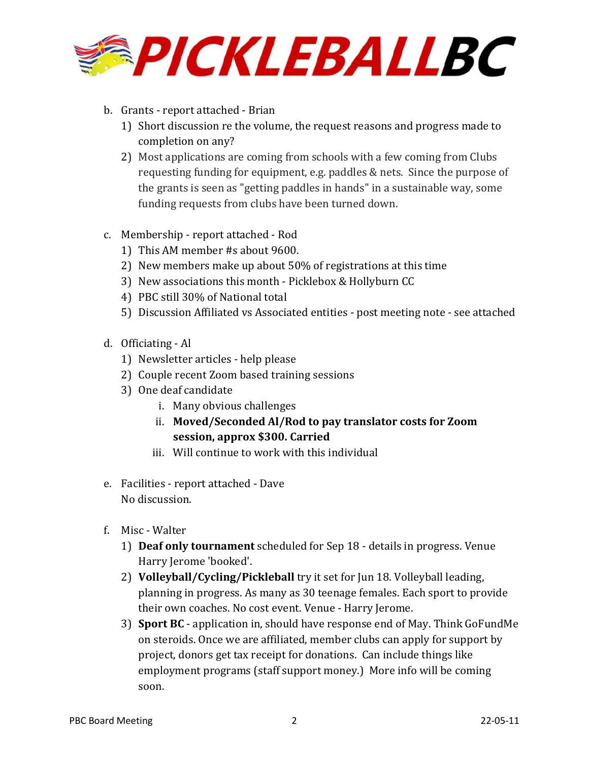b. Grants - report attached - Brian
   1) Short discussion re the volume, the request reasons and progress made to completion on any?
   2) Most applications are coming from schools with a few coming from Clubs requesting funding for equipment, e.g. paddles & nets. Since the purpose of the grants is seen as "getting paddles in hands" in a sustainable way, some funding requests from clubs have been turned down.

c. Membership - report attached - Rod
   1) This AM member #s about 9600.
   2) New members make up about 50% of registrations at this time
   3) New associations this month - Picklebox & Hollyburn CC
   4) PBC still 30% of National total
   5) Discussion Affiliated vs Associated entities - post meeting note - see attached

d. Officiating - Al
   1) Newsletter articles - help please
   2) Couple recent Zoom based training sessions
   3) One deaf candidate
      i. Many obvious challenges
      ii. **Moved/Seconded Al/Rod to pay translator costs for Zoom session, approx $300. Carried**
      iii. Will continue to work with this individual

e. Facilities - report attached - Dave
   No discussion.

f. Misc - Walter
   1) **Deaf only tournament** scheduled for Sep 18 - details in progress. Venue Harry Jerome 'booked'.
   2) **Volleyball/Cycling/Pickleball** try it set for Jun 18. Volleyball leading, planning in progress. As many as 30 teenage females. Each sport to provide their own coaches. No cost event. Venue - Harry Jerome.
   3) **Sport BC** - application in, should have response end of May. Think GoFundMe on steroids. Once we are affiliated, member clubs can apply for support by project, donors get tax receipt for donations. Can include things like employment programs (staff support money.) More info will be coming soon.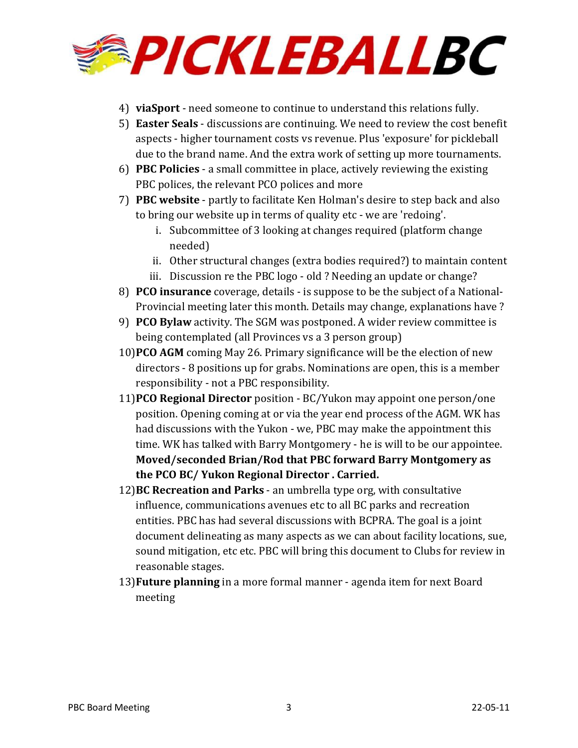4) **viaSport** - need someone to continue to understand this relations fully.
5) **Easter Seals** - discussions are continuing. We need to review the cost benefit aspects - higher tournament costs vs revenue. Plus 'exposure' for pickleball due to the brand name. And the extra work of setting up more tournaments.
6) **PBC Policies** - a small committee in place, actively reviewing the existing PBC polices, the relevant PCO polices and more
7) **PBC website** - partly to facilitate Ken Holman's desire to step back and also to bring our website up in terms of quality etc - we are 'redoing'.
    i. Subcommittee of 3 looking at changes required (platform change needed)
    ii. Other structural changes (extra bodies required?) to maintain content
    iii. Discussion re the PBC logo - old ? Needing an update or change?
8) **PCO insurance** coverage, details - is suppose to be the subject of a National-Provincial meeting later this month. Details may change, explanations have ?
9) **PCO Bylaw** activity. The SGM was postponed. A wider review committee is being contemplated (all Provinces vs a 3 person group)
10) **PCO AGM** coming May 26. Primary significance will be the election of new directors - 8 positions up for grabs. Nominations are open, this is a member responsibility - not a PBC responsibility.
11) **PCO Regional Director** position - BC/Yukon may appoint one person/one position. Opening coming at or via the year end process of the AGM. WK has had discussions with the Yukon - we, PBC may make the appointment this time. WK has talked with Barry Montgomery - he is will to be our appointee. **Moved/seconded Brian/Rod that PBC forward Barry Montgomery as the PCO BC/ Yukon Regional Director . Carried.**
12) **BC Recreation and Parks** - an umbrella type org, with consultative influence, communications avenues etc to all BC parks and recreation entities. PBC has had several discussions with BCPRA. The goal is a joint document delineating as many aspects as we can about facility locations, sue, sound mitigation, etc etc. PBC will bring this document to Clubs for review in reasonable stages.
13) **Future planning** in a more formal manner - agenda item for next Board meeting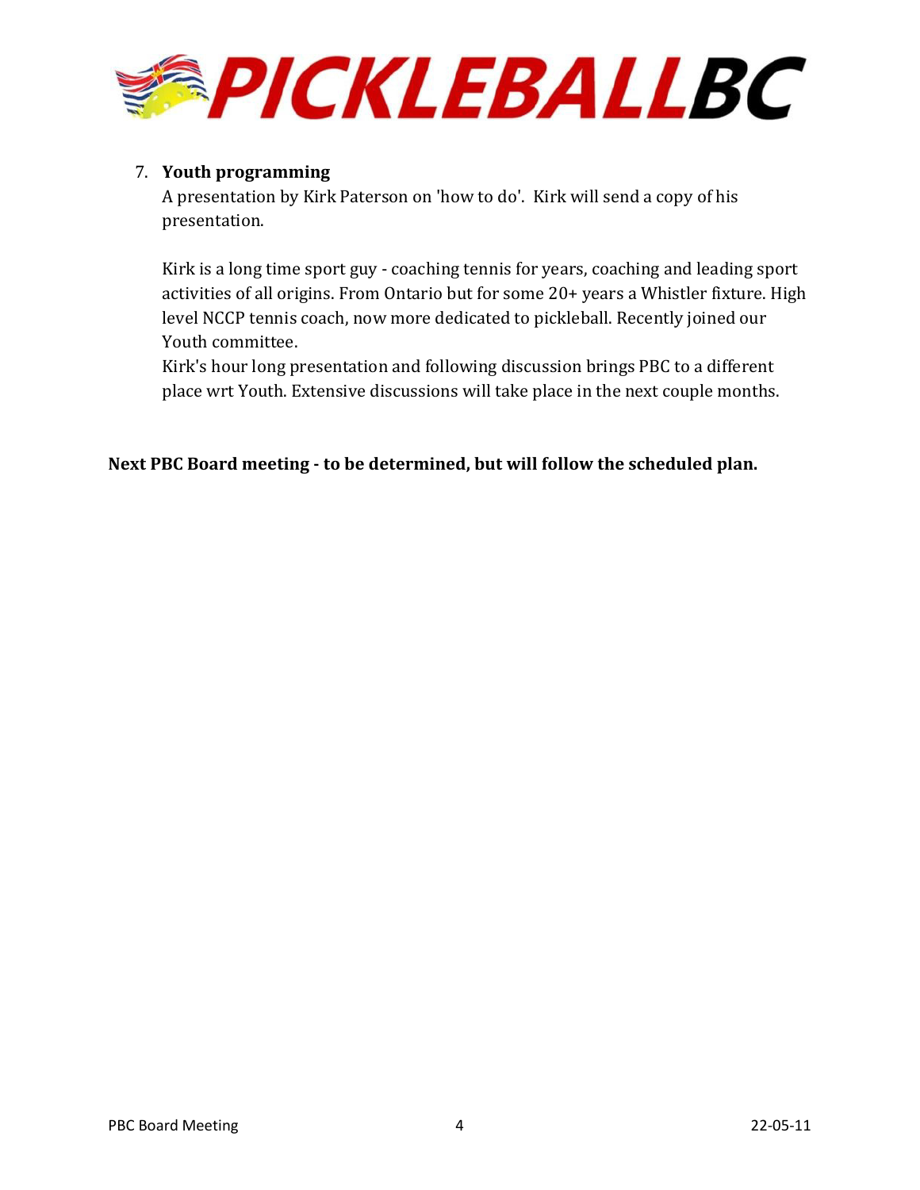7. **Youth programming**
   A presentation by Kirk Paterson on 'how to do'.  Kirk will send a copy of his presentation.

   Kirk is a long time sport guy - coaching tennis for years, coaching and leading sport activities of all origins. From Ontario but for some 20+ years a Whistler fixture. High level NCCP tennis coach, now more dedicated to pickleball. Recently joined our Youth committee.
   Kirk's hour long presentation and following discussion brings PBC to a different place wrt Youth. Extensive discussions will take place in the next couple months.

**Next PBC Board meeting - to be determined, but will follow the scheduled plan.**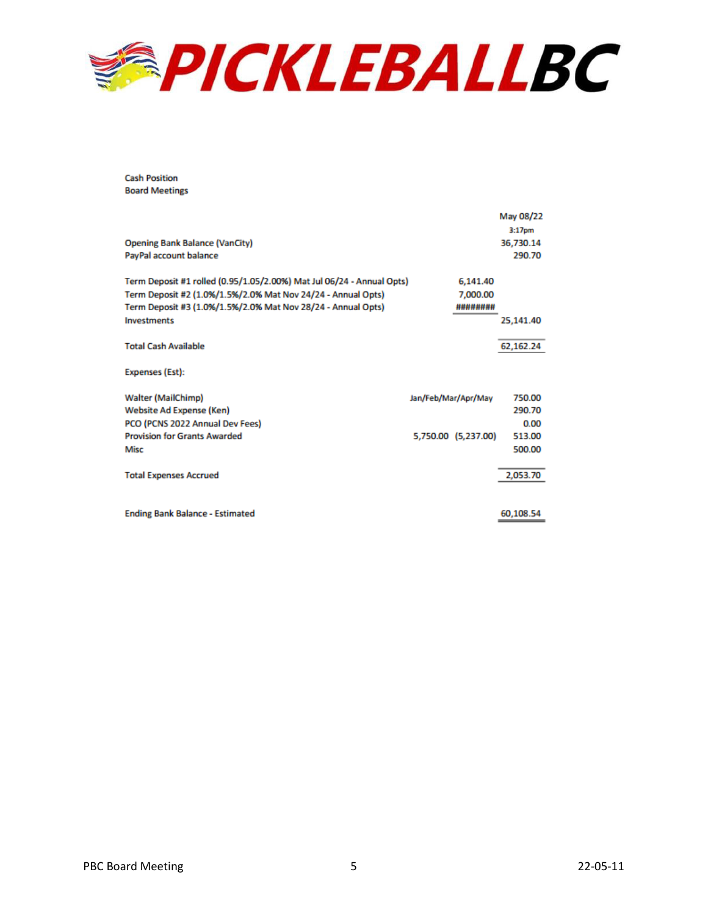# PICKLEBALLBC

Cash Position
Board Meetings

| | | May 08/22 3:17pm |
|---|---|---|
| Opening Bank Balance (VanCity) | | 36,730.14 |
| PayPal account balance | | 290.70 |
| | | |
| Term Deposit #1 rolled (0.95/1.05/2.00%) Mat Jul 06/24 - Annual Opts) | 6,141.40 | |
| Term Deposit #2 (1.0%/1.5%/2.0% Mat Nov 24/24 - Annual Opts) | 7,000.00 | |
| Term Deposit #3 (1.0%/1.5%/2.0% Mat Nov 28/24 - Annual Opts) | ######## | |
| Investments | | 25,141.40 |
| | | |
| Total Cash Available | | 62,162.24 |
| | | |
| Expenses (Est): | | |
| | | |
| Walter (MailChimp) | Jan/Feb/Mar/Apr/May | 750.00 |
| Website Ad Expense (Ken) | | 290.70 |
| PCO (PCNS 2022 Annual Dev Fees) | | 0.00 |
| Provision for Grants Awarded | 5,750.00 (5,237.00) | 513.00 |
| Misc | | 500.00 |
| | | |
| Total Expenses Accrued | | 2,053.70 |
| | | |
| Ending Bank Balance - Estimated | | 60,108.54 |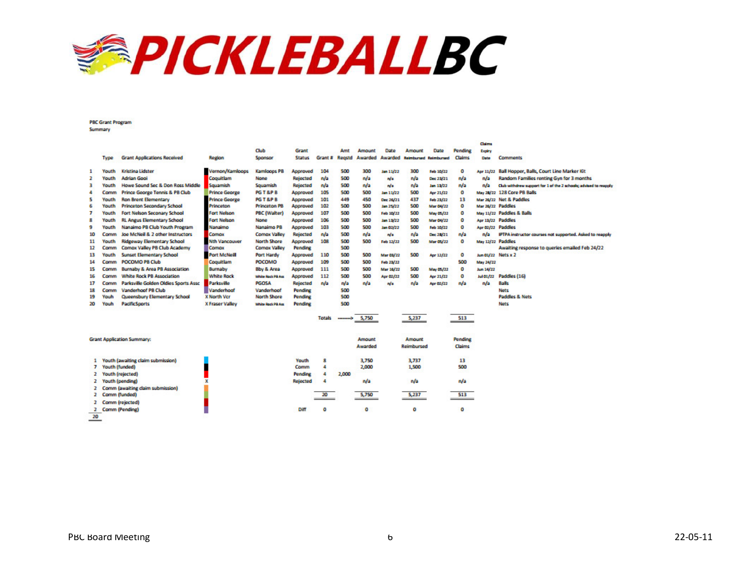# PICKLEBALLBC

PBC Grant Program
Summary

| | Type | Grant Applications Received | Region | Club Sponsor | Grant Status | Grant # | Amt Reqstd | Amount Awarded | Date Awarded | Amount Reimbursed | Date Reimbursed | Pending Claims | Claims Expiry Date | Comments |
|---|---|---|---|---|---|---|---|---|---|---|---|---|---|---|
| 1 | Youth | Kristina Lidster | Vernon/Kamloops | Kamloops PB | Approved | 104 | 500 | 300 | Jan 11/22 | 300 | Feb 10/22 | 0 | Apr 11/22 | Ball Hopper, Balls, Court Line Marker Kit |
| 2 | Youth | Adrian Gooi | Coquitlam | None | Rejected | n/a | 500 | n/a | n/a | n/a | Dec 23/21 | n/a | n/a | Random Families renting Gyn for 3 months |
| 3 | Youth | Howe Sound Sec & Don Ross Middle | Squamish | Squamish | Rejected | n/a | 500 | n/a | n/a | n/a | Jan 13/22 | n/a | n/a | Club withdrew support for 1 of the 2 schools; advised to reapply |
| 4 | Comm | Prince George Tennis & PB Club | Prince George | PG T &P B | Approved | 105 | 500 | 500 | Jan 11/22 | 500 | Apr 21/22 | 0 | May 28/22 | 128 Core PB Balls |
| 5 | Youth | Ron Brent Elementary | Prince George | PG T &P B | Approved | 101 | 449 | 450 | Dec 26/21 | 437 | Feb 23/22 | 13 | Mar 26/22 | Net & Paddles |
| 6 | Youth | Princeton Secondary School | Princeton | Princeton PB | Approved | 102 | 500 | 500 | Jan 25/22 | 500 | Mar 04/22 | 0 | Mar 26/22 | Paddles |
| 7 | Youth | Fort Nelson Seconary School | Fort Nelson | PBC (Walter) | Approved | 107 | 500 | 500 | Feb 10/22 | 500 | May 05/22 | 0 | May 11/22 | Paddles & Balls |
| 8 | Youth | RL Angus Elementary School | Fort Nelson | None | Approved | 106 | 500 | 500 | Jan 13/22 | 500 | Mar 04/22 | 0 | Apr 13/22 | Paddles |
| 9 | Youth | Nanaimo PB Club Youth Program | Nanaimo | Nanaimo PB | Approved | 103 | 500 | 500 | Jan 02/22 | 500 | Feb 10/22 | 0 | Apr 02/22 | Paddles |
| 10 | Comm | Joe McNeil & 2 other Instructors | Comox | Comox Valley | Rejected | n/a | 500 | n/a | n/a | n/a | Dec 28/21 | n/a | n/a | IPTPA instructor courses not supported. Asked to reapply |
| 11 | Youth | Ridgeway Elementary School | Nth Vancouver | North Shore | Approved | 108 | 500 | 500 | Feb 12/22 | 500 | Mar 05/22 | 0 | May 12/22 | Paddles |
| 12 | Comm | Comox Valley PB Club Academy | Comox | Comox Valley | Pending | | 500 | | | | | | | Awaiting response to queries emailed Feb 24/22 |
| 13 | Youth | Sunset Elementary School | Port McNeill | Port Hardy | Approved | 110 | 500 | 500 | Mar 03/22 | 500 | Apr 12/22 | 0 | Jun 03/22 | Nets x 2 |
| 14 | Comm | POCOMO PB Club | Coquitlam | POCOMO | Approved | 109 | 500 | 500 | Feb 23/22 | | | 500 | May 24/22 | |
| 15 | Comm | Burnaby & Area PB Association | Burnaby | Bby & Area | Approved | 111 | 500 | 500 | Mar 16/22 | 500 | May 05/22 | 0 | Jun 14/22 | |
| 16 | Comm | White Rock PB Association | White Rock | White Rock PB Ass | Approved | 112 | 500 | 500 | Apr 02/22 | 500 | Apr 21/22 | 0 | Jul 01/22 | Paddles (16) |
| 17 | Comm | Parksville Golden Oldies Sports Assc | Parksville | PGOSA | Rejected | n/a | n/a | n/a | n/a | n/a | Apr 02/22 | n/a | n/a | Balls |
| 18 | Comm | Vanderhoof PB Club | Vanderhoof | Vanderhoof | Pending | | 500 | | | | | | | Nets |
| 19 | Youh | Queensbury Elementary School | X North Vcr | North Shore | Pending | | 500 | | | | | | | Paddles & Nets |
| 20 | Youh | PacificSports | X Fraser Valley | White Rock PB Ass | Pending | | 500 | | | | | | | Nets |
| | | | | | | Totals | -------> | 5,750 | | 5,237 | | 513 | | |

Grant Application Summary:

| | Category | | | | Amount Awarded | Amount Reimbursed | Pending Claims |
|---|---|---|---|---|---|---|---|
| 1 | Youth (awaiting claim submission) | Youth | 8 | | 3,750 | 3,737 | 13 |
| 7 | Youth (funded) | Comm | 4 | | 2,000 | 1,500 | 500 |
| 2 | Youth (rejected) | Pending | 4 | 2,000 | | | |
| 2 | Youth (pending) | Rejected | 4 | | n/a | n/a | n/a |
| 2 | Comm (awaiting claim submission) | | | | | | |
| 2 | Comm (funded) | | 20 | | 5,750 | 5,237 | 513 |
| 2 | Comm (rejected) | | | | | | |
| 2 | Comm (Pending) | Diff | 0 | | 0 | 0 | 0 |
| 20 | | | | | | | |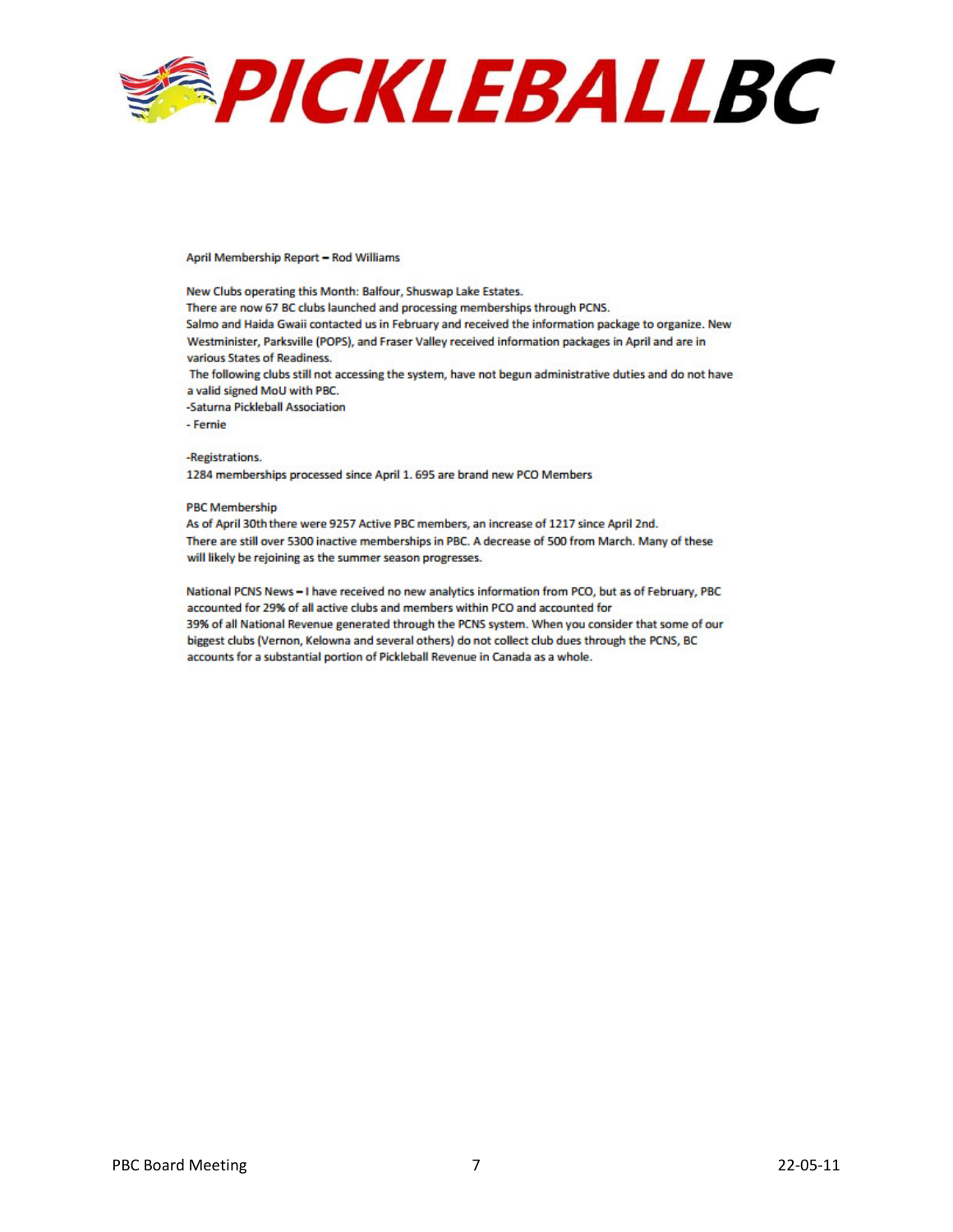# April Membership Report – Rod Williams

New Clubs operating this Month: Balfour, Shuswap Lake Estates.
There are now 67 BC clubs launched and processing memberships through PCNS.
Salmo and Haida Gwaii contacted us in February and received the information package to organize. New Westminister, Parksville (POPS), and Fraser Valley received information packages in April and are in various States of Readiness.
The following clubs still not accessing the system, have not begun administrative duties and do not have a valid signed MoU with PBC.
-Saturna Pickleball Association
- Fernie

-Registrations.
1284 memberships processed since April 1. 695 are brand new PCO Members

PBC Membership
As of April 30th there were 9257 Active PBC members, an increase of 1217 since April 2nd.
There are still over 5300 inactive memberships in PBC. A decrease of 500 from March. Many of these will likely be rejoining as the summer season progresses.

National PCNS News – I have received no new analytics information from PCO, but as of February, PBC accounted for 29% of all active clubs and members within PCO and accounted for
39% of all National Revenue generated through the PCNS system. When you consider that some of our biggest clubs (Vernon, Kelowna and several others) do not collect club dues through the PCNS, BC accounts for a substantial portion of Pickleball Revenue in Canada as a whole.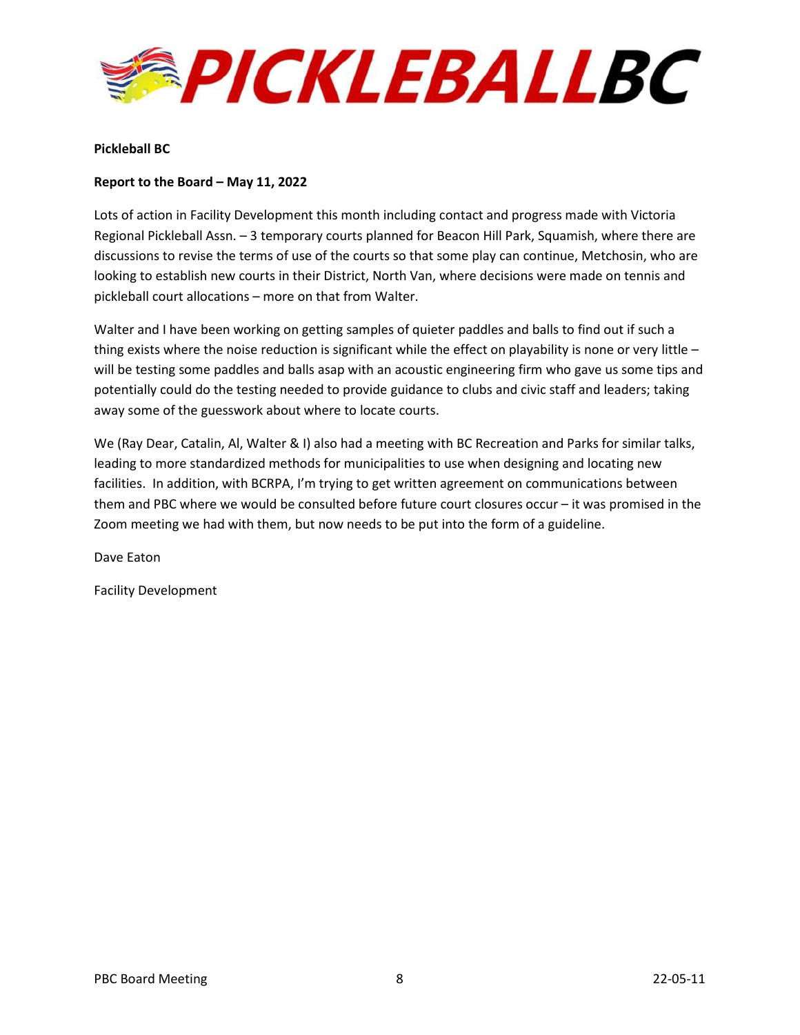**Pickleball BC**

**Report to the Board – May 11, 2022**

Lots of action in Facility Development this month including contact and progress made with Victoria Regional Pickleball Assn. – 3 temporary courts planned for Beacon Hill Park, Squamish, where there are discussions to revise the terms of use of the courts so that some play can continue, Metchosin, who are looking to establish new courts in their District, North Van, where decisions were made on tennis and pickleball court allocations – more on that from Walter.

Walter and I have been working on getting samples of quieter paddles and balls to find out if such a thing exists where the noise reduction is significant while the effect on playability is none or very little – will be testing some paddles and balls asap with an acoustic engineering firm who gave us some tips and potentially could do the testing needed to provide guidance to clubs and civic staff and leaders; taking away some of the guesswork about where to locate courts.

We (Ray Dear, Catalin, Al, Walter & I) also had a meeting with BC Recreation and Parks for similar talks, leading to more standardized methods for municipalities to use when designing and locating new facilities. In addition, with BCRPA, I'm trying to get written agreement on communications between them and PBC where we would be consulted before future court closures occur – it was promised in the Zoom meeting we had with them, but now needs to be put into the form of a guideline.

Dave Eaton

Facility Development